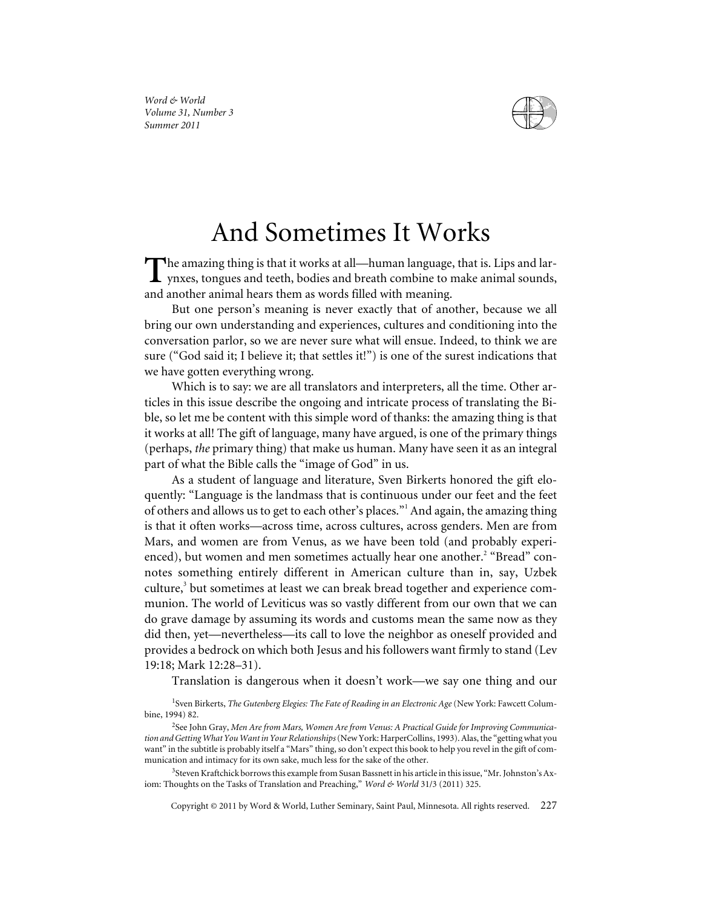# And Sometimes It Works

The amazing thing is that it works at all—human language, that is. Lips and larynxes, tongues and teeth, bodies and breath combine to make animal sounds, and another animal hears them as words filled with meaning.

But one person's meaning is never exactly that of another, because we all bring our own understanding and experiences, cultures and conditioning into the conversation parlor, so we are never sure what will ensue. Indeed, to think we are sure ("God said it; I believe it; that settles it!") is one of the surest indications that we have gotten everything wrong.

Which is to say: we are all translators and interpreters, all the time. Other articles in this issue describe the ongoing and intricate process of translating the Bible, so let me be content with this simple word of thanks: the amazing thing is that it works at all! The gift of language, many have argued, is one of the primary things (perhaps, *the* primary thing) that make us human. Many have seen it as an integral part of what the Bible calls the "image of God" in us.

As a student of language and literature, Sven Birkerts honored the gift eloquently: "Language is the landmass that is continuous under our feet and the feet of others and allows us to get to each other's places."[1] And again, the amazing thing is that it often works—across time, across cultures, across genders. Men are from Mars, and women are from Venus, as we have been told (and probably experienced), but women and men sometimes actually hear one another.[2] "Bread" connotes something entirely different in American culture than in, say, Uzbek culture,[3] but sometimes at least we can break bread together and experience communion. The world of Leviticus was so vastly different from our own that we can do grave damage by assuming its words and customs mean the same now as they did then, yet—nevertheless—its call to love the neighbor as oneself provided and provides a bedrock on which both Jesus and his followers want firmly to stand (Lev 19:18; Mark 12:28–31).

Translation is dangerous when it doesn't work—we say one thing and our

[1] Sven Birkerts, *The Gutenberg Elegies: The Fate of Reading in an Electronic Age* (New York: Fawcett Columbine, 1994) 82.

[2] See John Gray, *Men Are from Mars, Women Are from Venus: A Practical Guide for Improving Communication and Getting What You Want in Your Relationships* (New York: HarperCollins, 1993). Alas, the "getting what you want" in the subtitle is probably itself a "Mars" thing, so don't expect this book to help you revel in the gift of communication and intimacy for its own sake, much less for the sake of the other.

[3] Steven Kraftchick borrows this example from Susan Bassnett in his article in this issue, "Mr. Johnston's Axiom: Thoughts on the Tasks of Translation and Preaching," *Word & World* 31/3 (2011) 325.

Copyright © 2011 by Word & World, Luther Seminary, Saint Paul, Minnesota. All rights reserved.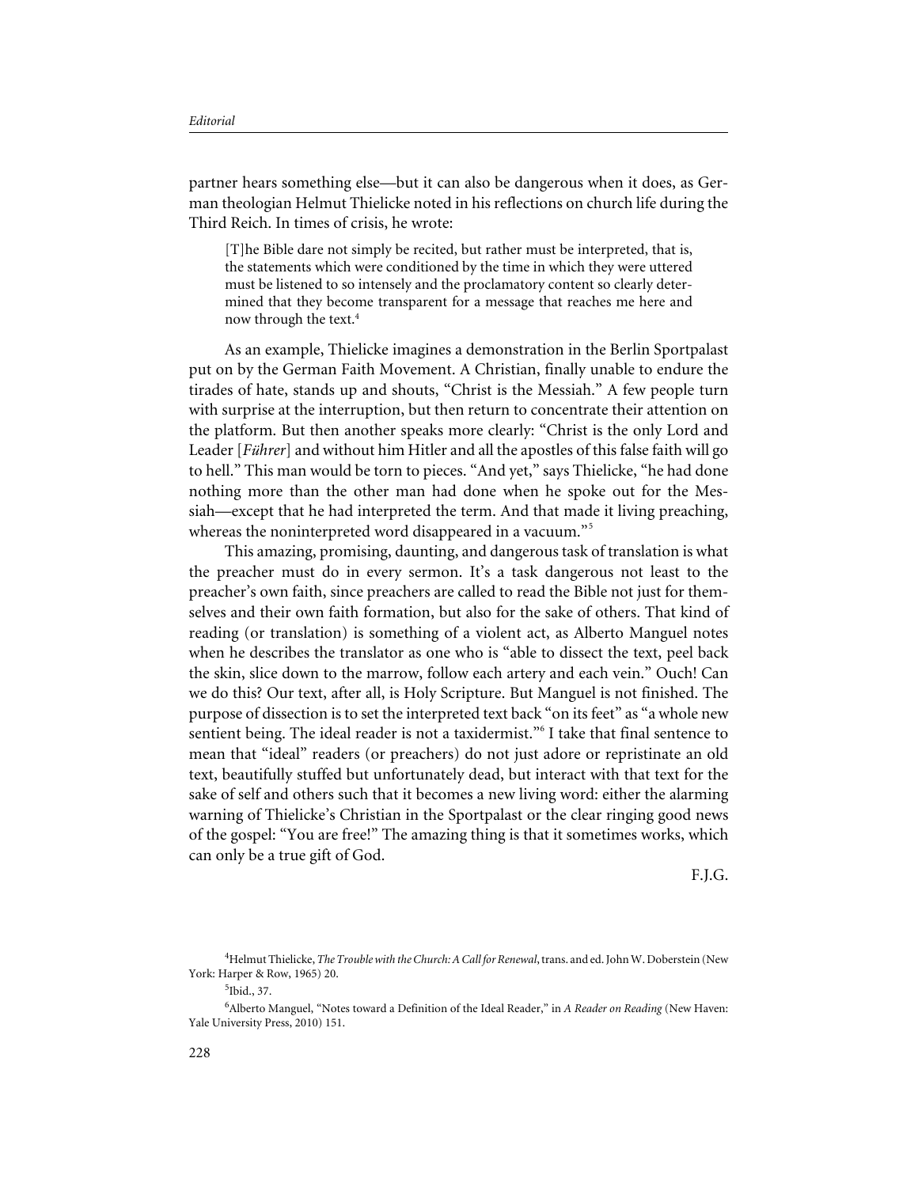partner hears something else—but it can also be dangerous when it does, as German theologian Helmut Thielicke noted in his reflections on church life during the Third Reich. In times of crisis, he wrote:

> [T]he Bible dare not simply be recited, but rather must be interpreted, that is, the statements which were conditioned by the time in which they were uttered must be listened to so intensely and the proclamatory content so clearly determined that they become transparent for a message that reaches me here and now through the text.[4]

As an example, Thielicke imagines a demonstration in the Berlin Sportpalast put on by the German Faith Movement. A Christian, finally unable to endure the tirades of hate, stands up and shouts, "Christ is the Messiah." A few people turn with surprise at the interruption, but then return to concentrate their attention on the platform. But then another speaks more clearly: "Christ is the only Lord and Leader [*Führer*] and without him Hitler and all the apostles of this false faith will go to hell." This man would be torn to pieces. "And yet," says Thielicke, "he had done nothing more than the other man had done when he spoke out for the Messiah—except that he had interpreted the term. And that made it living preaching, whereas the noninterpreted word disappeared in a vacuum."[5]

This amazing, promising, daunting, and dangerous task of translation is what the preacher must do in every sermon. It's a task dangerous not least to the preacher's own faith, since preachers are called to read the Bible not just for themselves and their own faith formation, but also for the sake of others. That kind of reading (or translation) is something of a violent act, as Alberto Manguel notes when he describes the translator as one who is "able to dissect the text, peel back the skin, slice down to the marrow, follow each artery and each vein." Ouch! Can we do this? Our text, after all, is Holy Scripture. But Manguel is not finished. The purpose of dissection is to set the interpreted text back "on its feet" as "a whole new sentient being. The ideal reader is not a taxidermist."[6] I take that final sentence to mean that "ideal" readers (or preachers) do not just adore or repristinate an old text, beautifully stuffed but unfortunately dead, but interact with that text for the sake of self and others such that it becomes a new living word: either the alarming warning of Thielicke's Christian in the Sportpalast or the clear ringing good news of the gospel: "You are free!" The amazing thing is that it sometimes works, which can only be a true gift of God.

F.J.G.

---

[4] Helmut Thielicke, *The Trouble with the Church: A Call for Renewal*, trans. and ed. John W. Doberstein (New York: Harper & Row, 1965) 20.

[5] Ibid., 37.

[6] Alberto Manguel, "Notes toward a Definition of the Ideal Reader," in *A Reader on Reading* (New Haven: Yale University Press, 2010) 151.